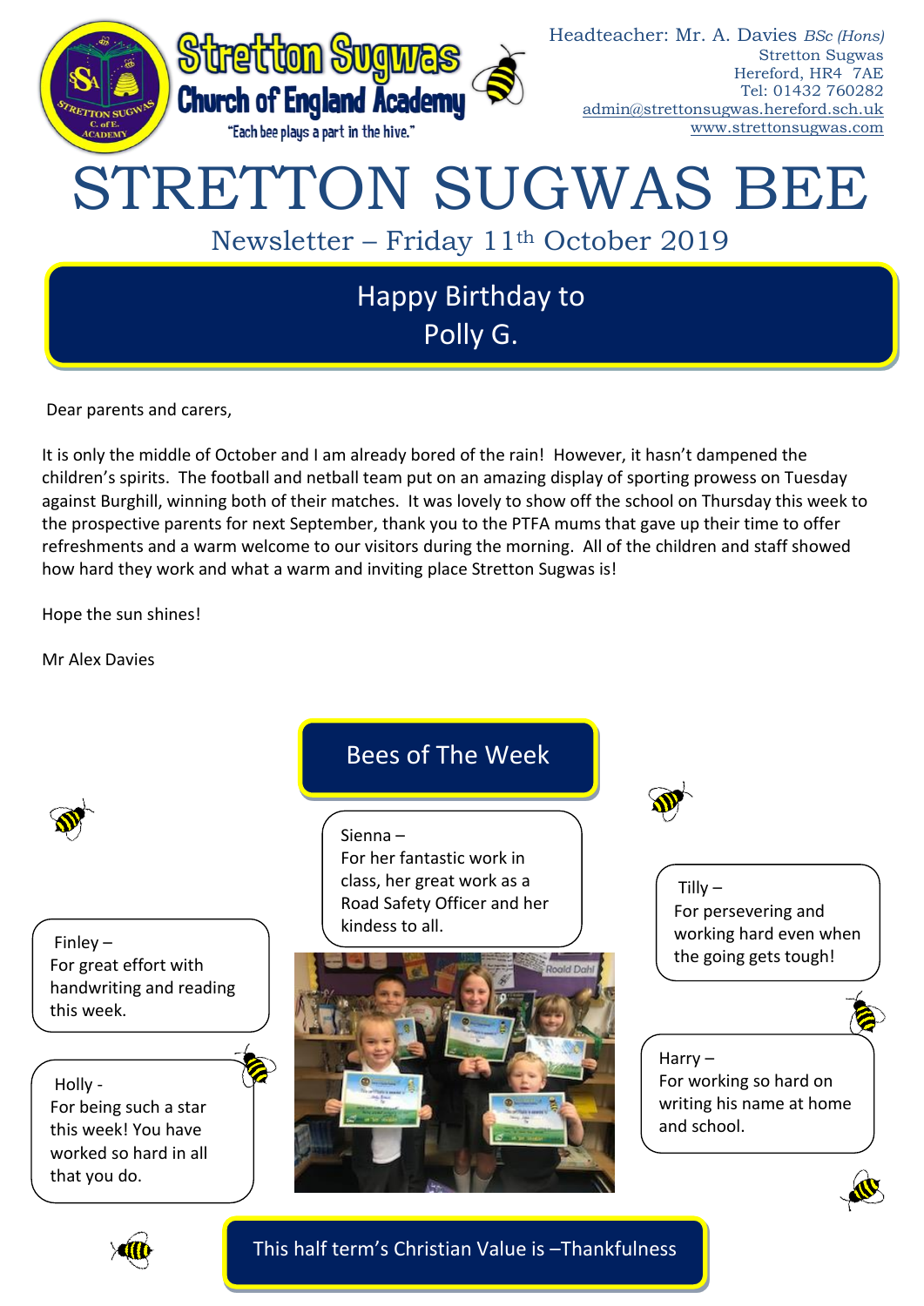Stretton Sugwas Church of England Academy

"Each bee plays a part in the hive."

Headteacher: Mr. A. Davies *BSc (Hons)*
Stretton Sugwas
Hereford, HR4 7AE
Tel: 01432 760282
admin@strettonsugwas.hereford.sch.uk
www.strettonsugwas.com

# STRETTON SUGWAS BEE

Newsletter – Friday 11th October 2019

## Happy Birthday to Polly G.

Dear parents and carers,

It is only the middle of October and I am already bored of the rain! However, it hasn't dampened the children's spirits. The football and netball team put on an amazing display of sporting prowess on Tuesday against Burghill, winning both of their matches. It was lovely to show off the school on Thursday this week to the prospective parents for next September, thank you to the PTFA mums that gave up their time to offer refreshments and a warm welcome to our visitors during the morning. All of the children and staff showed how hard they work and what a warm and inviting place Stretton Sugwas is!

Hope the sun shines!

Mr Alex Davies

## Bees of The Week

Sienna – For her fantastic work in class, her great work as a Road Safety Officer and her kindness to all.

Finley – For great effort with handwriting and reading this week.

Holly - For being such a star this week! You have worked so hard in all that you do.

Tilly – For persevering and working hard even when the going gets tough!

Harry – For working so hard on writing his name at home and school.

This half term's Christian Value is –Thankfulness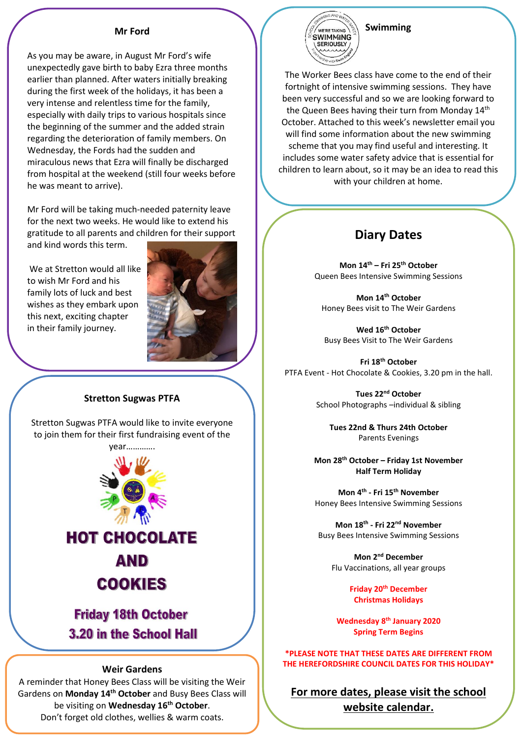## Mr Ford

As you may be aware, in August Mr Ford's wife unexpectedly gave birth to baby Ezra three months earlier than planned. After waters initially breaking during the first week of the holidays, it has been a very intense and relentless time for the family, especially with daily trips to various hospitals since the beginning of the summer and the added strain regarding the deterioration of family members. On Wednesday, the Fords had the sudden and miraculous news that Ezra will finally be discharged from hospital at the weekend (still four weeks before he was meant to arrive).

Mr Ford will be taking much-needed paternity leave for the next two weeks. He would like to extend his gratitude to all parents and children for their support and kind words this term.

We at Stretton would all like to wish Mr Ford and his family lots of luck and best wishes as they embark upon this next, exciting chapter in their family journey.

## Stretton Sugwas PTFA

Stretton Sugwas PTFA would like to invite everyone to join them for their first fundraising event of the year…………

**HOT CHOCOLATE AND COOKIES**

**Friday 18th October**
**3.20 in the School Hall**

## Weir Gardens

A reminder that Honey Bees Class will be visiting the Weir Gardens on **Monday 14th October** and Busy Bees Class will be visiting on **Wednesday 16th October**.
Don't forget old clothes, wellies & warm coats.

## Swimming

The Worker Bees class have come to the end of their fortnight of intensive swimming sessions. They have been very successful and so we are looking forward to the Queen Bees having their turn from Monday 14th October. Attached to this week's newsletter email you will find some information about the new swimming scheme that you may find useful and interesting. It includes some water safety advice that is essential for children to learn about, so it may be an idea to read this with your children at home.

## Diary Dates

**Mon 14th – Fri 25th October**
Queen Bees Intensive Swimming Sessions

**Mon 14th October**
Honey Bees visit to The Weir Gardens

**Wed 16th October**
Busy Bees Visit to The Weir Gardens

**Fri 18th October**
PTFA Event - Hot Chocolate & Cookies, 3.20 pm in the hall.

**Tues 22nd October**
School Photographs –individual & sibling

**Tues 22nd & Thurs 24th October**
Parents Evenings

**Mon 28th October – Friday 1st November**
**Half Term Holiday**

**Mon 4th - Fri 15th November**
Honey Bees Intensive Swimming Sessions

**Mon 18th - Fri 22nd November**
Busy Bees Intensive Swimming Sessions

**Mon 2nd December**
Flu Vaccinations, all year groups

**Friday 20th December**
**Christmas Holidays**

**Wednesday 8th January 2020**
**Spring Term Begins**

***PLEASE NOTE THAT THESE DATES ARE DIFFERENT FROM THE HEREFORDSHIRE COUNCIL DATES FOR THIS HOLIDAY***

**For more dates, please visit the school website calendar.**